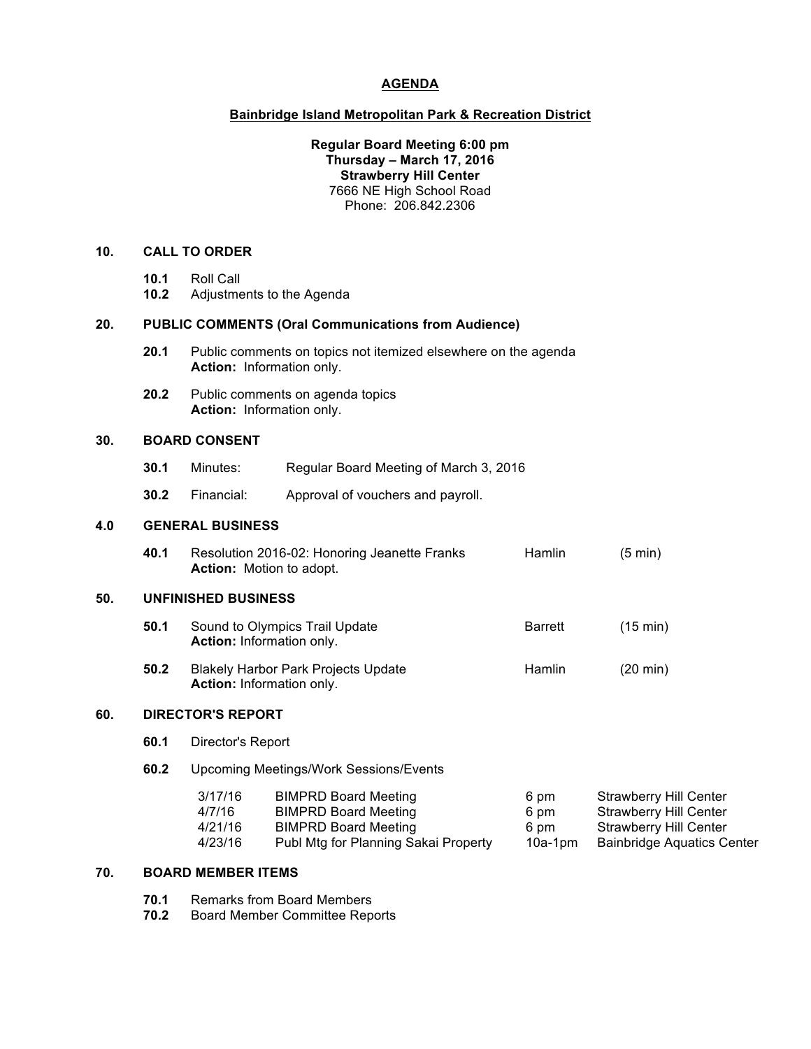# AGENDA

## Bainbridge Island Metropolitan Park & Recreation District

**Regular Board Meeting 6:00 pm**
**Thursday – March 17, 2016**
**Strawberry Hill Center**
7666 NE High School Road
Phone: 206.842.2306

### 10. CALL TO ORDER

**10.1** Roll Call
**10.2** Adjustments to the Agenda

### 20. PUBLIC COMMENTS (Oral Communications from Audience)

**20.1** Public comments on topics not itemized elsewhere on the agenda
**Action:** Information only.

**20.2** Public comments on agenda topics
**Action:** Information only.

### 30. BOARD CONSENT

**30.1** Minutes: Regular Board Meeting of March 3, 2016

**30.2** Financial: Approval of vouchers and payroll.

### 4.0 GENERAL BUSINESS

**40.1** Resolution 2016-02: Honoring Jeanette Franks — Hamlin (5 min)
**Action:** Motion to adopt.

### 50. UNFINISHED BUSINESS

**50.1** Sound to Olympics Trail Update — Barrett (15 min)
**Action:** Information only.

**50.2** Blakely Harbor Park Projects Update — Hamlin (20 min)
**Action:** Information only.

### 60. DIRECTOR'S REPORT

**60.1** Director's Report

**60.2** Upcoming Meetings/Work Sessions/Events

| Date | Event | Time | Location |
|---|---|---|---|
| 3/17/16 | BIMPRD Board Meeting | 6 pm | Strawberry Hill Center |
| 4/7/16 | BIMPRD Board Meeting | 6 pm | Strawberry Hill Center |
| 4/21/16 | BIMPRD Board Meeting | 6 pm | Strawberry Hill Center |
| 4/23/16 | Publ Mtg for Planning Sakai Property | 10a-1pm | Bainbridge Aquatics Center |

### 70. BOARD MEMBER ITEMS

**70.1** Remarks from Board Members
**70.2** Board Member Committee Reports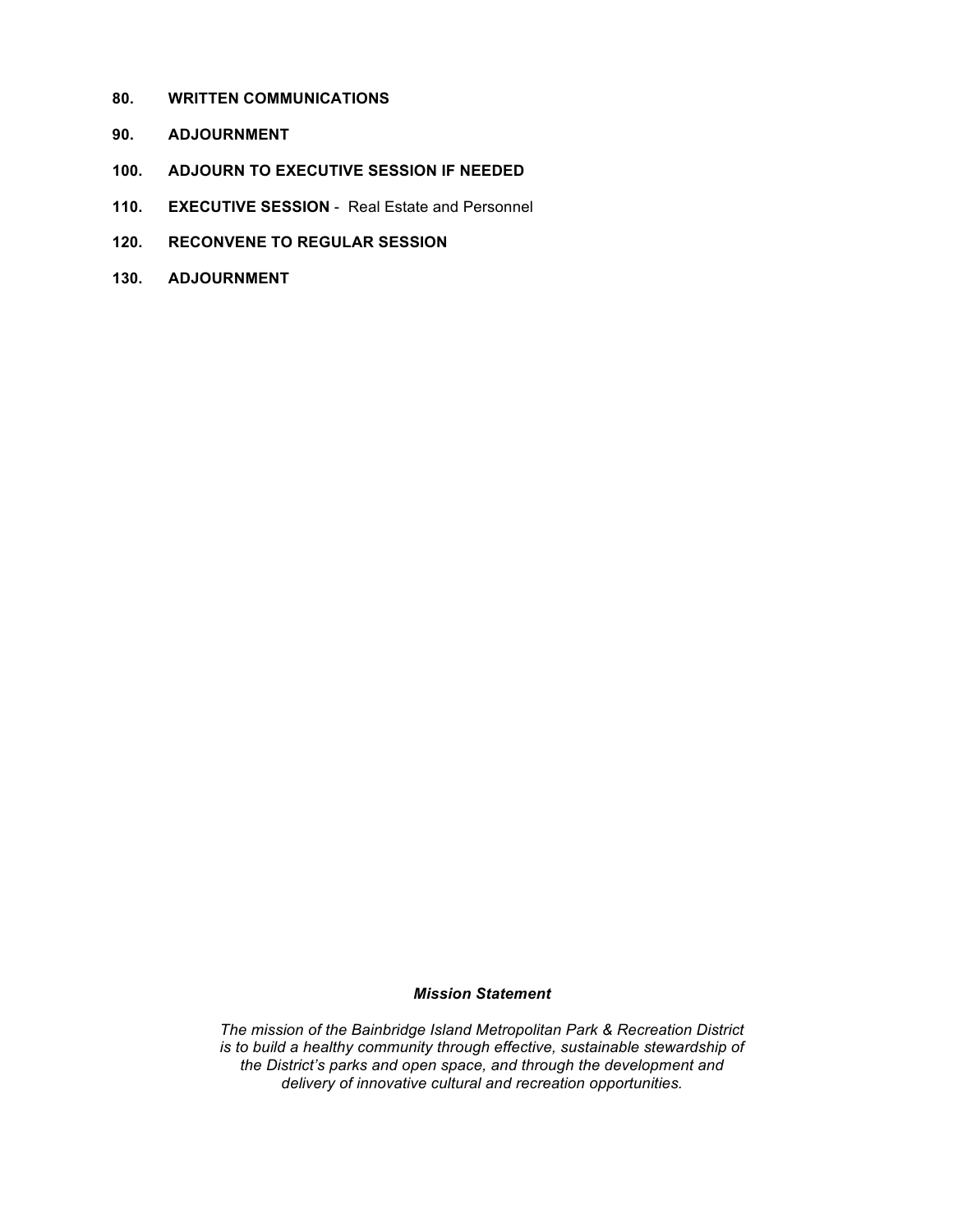**80. WRITTEN COMMUNICATIONS**

**90. ADJOURNMENT**

**100. ADJOURN TO EXECUTIVE SESSION IF NEEDED**

**110. EXECUTIVE SESSION** - Real Estate and Personnel

**120. RECONVENE TO REGULAR SESSION**

**130. ADJOURNMENT**

***Mission Statement***

*The mission of the Bainbridge Island Metropolitan Park & Recreation District is to build a healthy community through effective, sustainable stewardship of the District's parks and open space, and through the development and delivery of innovative cultural and recreation opportunities.*